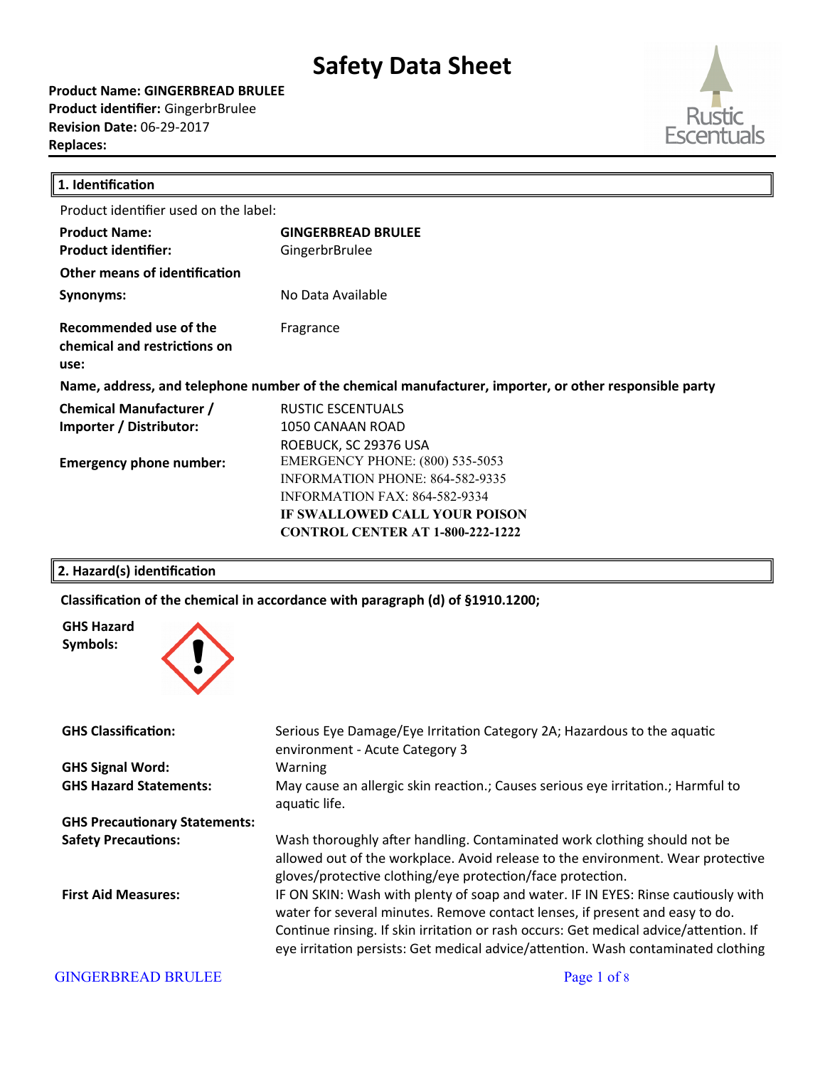# Safety Data Sheet

**Product Name: GINGERBREAD BRULEE**
**Product identifier:** GingerbrBrulee
**Revision Date:** 06-29-2017
**Replaces:**

Rustic Escentuals

## 1. Identification

Product identifier used on the label:

| | |
|---|---|
| **Product Name:** | **GINGERBREAD BRULEE** |
| **Product identifier:** | GingerbrBrulee |
| **Other means of identification** | |
| **Synonyms:** | No Data Available |
| **Recommended use of the chemical and restrictions on use:** | Fragrance |

**Name, address, and telephone number of the chemical manufacturer, importer, or other responsible party**

| | |
|---|---|
| **Chemical Manufacturer / Importer / Distributor:** | RUSTIC ESCENTUALS<br>1050 CANAAN ROAD<br>ROEBUCK, SC 29376 USA |
| **Emergency phone number:** | EMERGENCY PHONE: (800) 535-5053<br>INFORMATION PHONE: 864-582-9335<br>INFORMATION FAX: 864-582-9334<br>**IF SWALLOWED CALL YOUR POISON CONTROL CENTER AT 1-800-222-1222** |

## 2. Hazard(s) identification

**Classification of the chemical in accordance with paragraph (d) of §1910.1200;**

**GHS Hazard Symbols:**

| | |
|---|---|
| **GHS Classification:** | Serious Eye Damage/Eye Irritation Category 2A; Hazardous to the aquatic environment - Acute Category 3 |
| **GHS Signal Word:** | Warning |
| **GHS Hazard Statements:** | May cause an allergic skin reaction.; Causes serious eye irritation.; Harmful to aquatic life. |
| **GHS Precautionary Statements:** | |
| **Safety Precautions:** | Wash thoroughly after handling. Contaminated work clothing should not be allowed out of the workplace. Avoid release to the environment. Wear protective gloves/protective clothing/eye protection/face protection. |
| **First Aid Measures:** | IF ON SKIN: Wash with plenty of soap and water. IF IN EYES: Rinse cautiously with water for several minutes. Remove contact lenses, if present and easy to do. Continue rinsing. If skin irritation or rash occurs: Get medical advice/attention. If eye irritation persists: Get medical advice/attention. Wash contaminated clothing |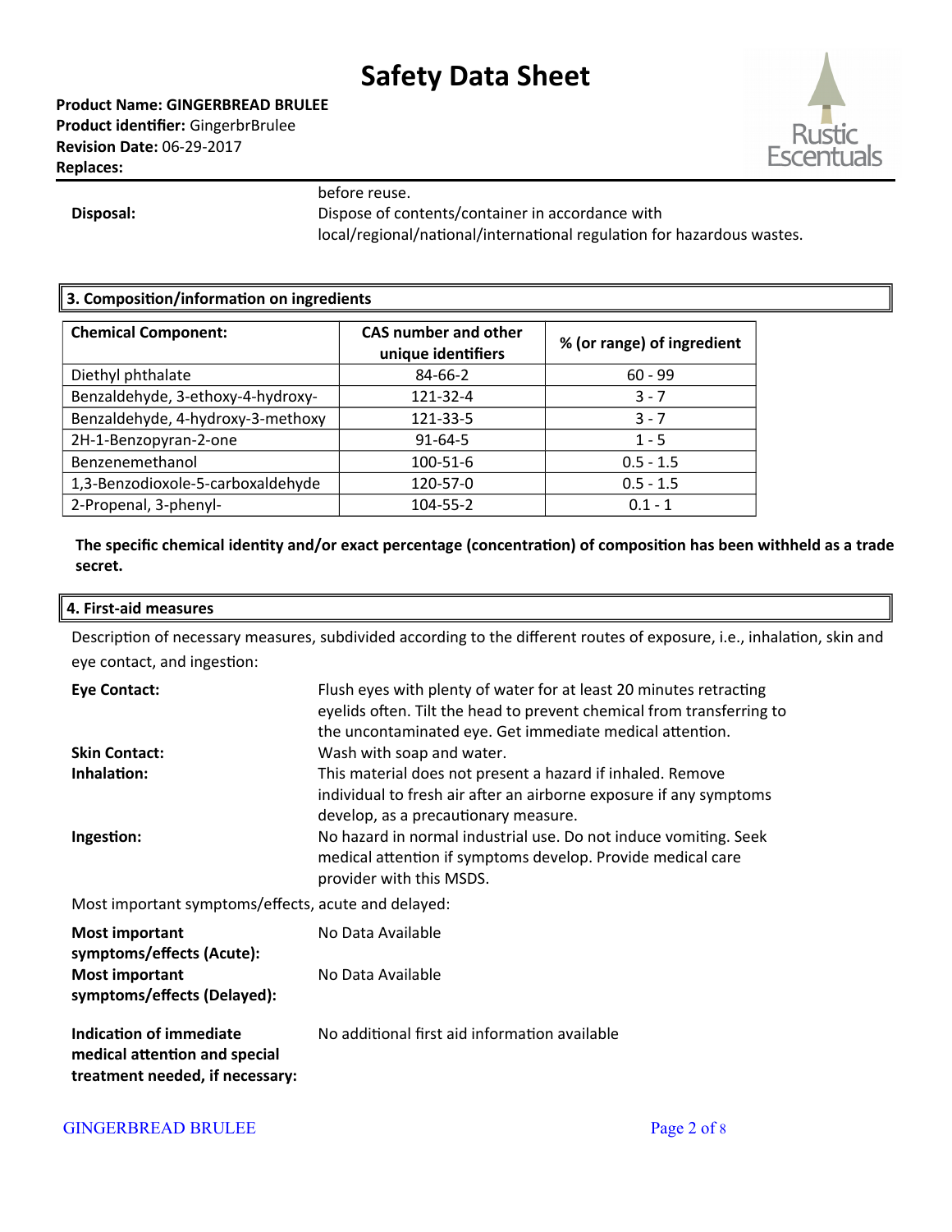before reuse.

**Disposal:** Dispose of contents/container in accordance with local/regional/national/international regulation for hazardous wastes.

## 3. Composition/information on ingredients

| Chemical Component: | CAS number and other unique identifiers | % (or range) of ingredient |
|---|---|---|
| Diethyl phthalate | 84-66-2 | 60 - 99 |
| Benzaldehyde, 3-ethoxy-4-hydroxy- | 121-32-4 | 3 - 7 |
| Benzaldehyde, 4-hydroxy-3-methoxy | 121-33-5 | 3 - 7 |
| 2H-1-Benzopyran-2-one | 91-64-5 | 1 - 5 |
| Benzenemethanol | 100-51-6 | 0.5 - 1.5 |
| 1,3-Benzodioxole-5-carboxaldehyde | 120-57-0 | 0.5 - 1.5 |
| 2-Propenal, 3-phenyl- | 104-55-2 | 0.1 - 1 |

**The specific chemical identity and/or exact percentage (concentration) of composition has been withheld as a trade secret.**

## 4. First-aid measures

Description of necessary measures, subdivided according to the different routes of exposure, i.e., inhalation, skin and eye contact, and ingestion:

**Eye Contact:** Flush eyes with plenty of water for at least 20 minutes retracting eyelids often. Tilt the head to prevent chemical from transferring to the uncontaminated eye. Get immediate medical attention.

**Skin Contact:** Wash with soap and water.

**Inhalation:** This material does not present a hazard if inhaled. Remove individual to fresh air after an airborne exposure if any symptoms develop, as a precautionary measure.

**Ingestion:** No hazard in normal industrial use. Do not induce vomiting. Seek medical attention if symptoms develop. Provide medical care provider with this MSDS.

Most important symptoms/effects, acute and delayed:

**Most important symptoms/effects (Acute):** No Data Available

**Most important symptoms/effects (Delayed):** No Data Available

**Indication of immediate medical attention and special treatment needed, if necessary:** No additional first aid information available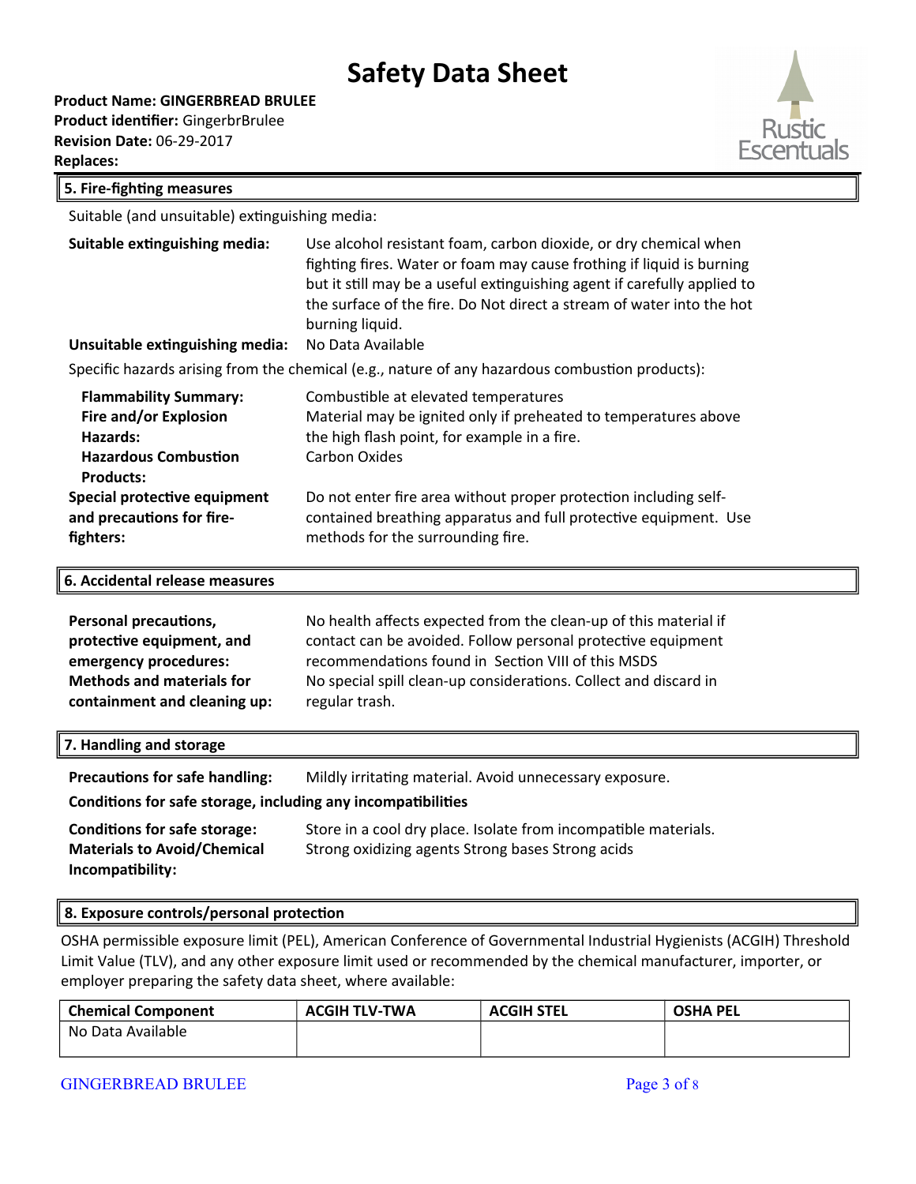# Safety Data Sheet

**Product Name: GINGERBREAD BRULEE**
**Product identifier:** GingerbrBrulee
**Revision Date:** 06-29-2017
**Replaces:**

## 5. Fire-fighting measures

Suitable (and unsuitable) extinguishing media:

**Suitable extinguishing media:** Use alcohol resistant foam, carbon dioxide, or dry chemical when fighting fires. Water or foam may cause frothing if liquid is burning but it still may be a useful extinguishing agent if carefully applied to the surface of the fire. Do Not direct a stream of water into the hot burning liquid.

**Unsuitable extinguishing media:** No Data Available

Specific hazards arising from the chemical (e.g., nature of any hazardous combustion products):

**Flammability Summary:** Combustible at elevated temperatures

**Fire and/or Explosion Hazards:** Material may be ignited only if preheated to temperatures above the high flash point, for example in a fire.

**Hazardous Combustion Products:** Carbon Oxides

**Special protective equipment and precautions for fire-fighters:** Do not enter fire area without proper protection including self-contained breathing apparatus and full protective equipment. Use methods for the surrounding fire.

## 6. Accidental release measures

**Personal precautions, protective equipment, and emergency procedures:** No health affects expected from the clean-up of this material if contact can be avoided. Follow personal protective equipment recommendations found in Section VIII of this MSDS

**Methods and materials for containment and cleaning up:** No special spill clean-up considerations. Collect and discard in regular trash.

## 7. Handling and storage

**Precautions for safe handling:** Mildly irritating material. Avoid unnecessary exposure.

**Conditions for safe storage, including any incompatibilities**

**Conditions for safe storage:** Store in a cool dry place. Isolate from incompatible materials.

**Materials to Avoid/Chemical Incompatibility:** Strong oxidizing agents Strong bases Strong acids

## 8. Exposure controls/personal protection

OSHA permissible exposure limit (PEL), American Conference of Governmental Industrial Hygienists (ACGIH) Threshold Limit Value (TLV), and any other exposure limit used or recommended by the chemical manufacturer, importer, or employer preparing the safety data sheet, where available:

| Chemical Component | ACGIH TLV-TWA | ACGIH STEL | OSHA PEL |
|---|---|---|---|
| No Data Available | | | |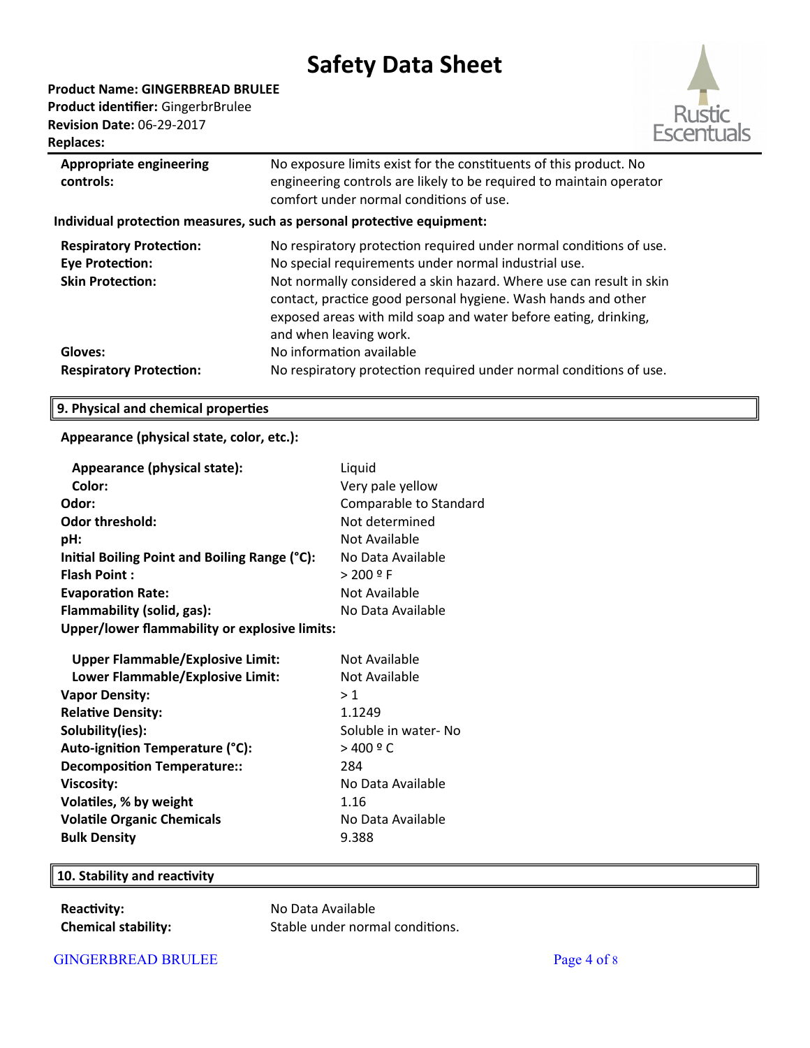# Safety Data Sheet

**Product Name: GINGERBREAD BRULEE**
**Product identifier:** GingerbrBrulee
**Revision Date:** 06-29-2017
**Replaces:**

| | |
|---|---|
| **Appropriate engineering controls:** | No exposure limits exist for the constituents of this product. No engineering controls are likely to be required to maintain operator comfort under normal conditions of use. |

**Individual protection measures, such as personal protective equipment:**

| | |
|---|---|
| **Respiratory Protection:** | No respiratory protection required under normal conditions of use. |
| **Eye Protection:** | No special requirements under normal industrial use. |
| **Skin Protection:** | Not normally considered a skin hazard. Where use can result in skin contact, practice good personal hygiene. Wash hands and other exposed areas with mild soap and water before eating, drinking, and when leaving work. |
| **Gloves:** | No information available |
| **Respiratory Protection:** | No respiratory protection required under normal conditions of use. |

## 9. Physical and chemical properties

**Appearance (physical state, color, etc.):**

| | |
|---|---|
| **Appearance (physical state):** | Liquid |
| **Color:** | Very pale yellow |
| **Odor:** | Comparable to Standard |
| **Odor threshold:** | Not determined |
| **pH:** | Not Available |
| **Initial Boiling Point and Boiling Range (°C):** | No Data Available |
| **Flash Point :** | > 200 º F |
| **Evaporation Rate:** | Not Available |
| **Flammability (solid, gas):** | No Data Available |

**Upper/lower flammability or explosive limits:**

| | |
|---|---|
| **Upper Flammable/Explosive Limit:** | Not Available |
| **Lower Flammable/Explosive Limit:** | Not Available |
| **Vapor Density:** | > 1 |
| **Relative Density:** | 1.1249 |
| **Solubility(ies):** | Soluble in water- No |
| **Auto-ignition Temperature (°C):** | > 400 º C |
| **Decomposition Temperature::** | 284 |
| **Viscosity:** | No Data Available |
| **Volatiles, % by weight** | 1.16 |
| **Volatile Organic Chemicals** | No Data Available |
| **Bulk Density** | 9.388 |

## 10. Stability and reactivity

| | |
|---|---|
| **Reactivity:** | No Data Available |
| **Chemical stability:** | Stable under normal conditions. |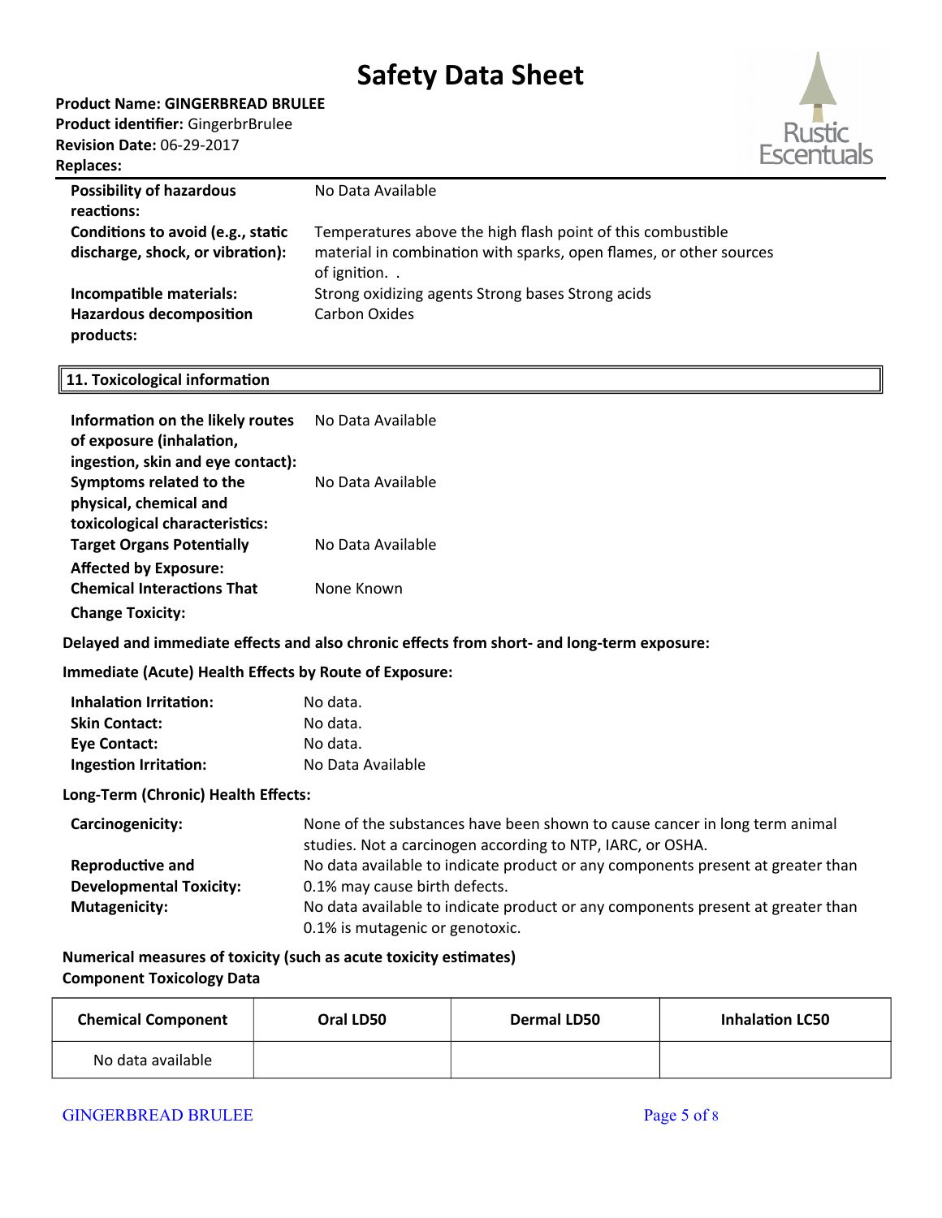# Safety Data Sheet

**Product Name: GINGERBREAD BRULEE**
**Product identifier:** GingerbrBrulee
**Revision Date:** 06-29-2017
**Replaces:**

| | |
|---|---|
| **Possibility of hazardous reactions:** | No Data Available |
| **Conditions to avoid (e.g., static discharge, shock, or vibration):** | Temperatures above the high flash point of this combustible material in combination with sparks, open flames, or other sources of ignition. . |
| **Incompatible materials:** | Strong oxidizing agents Strong bases Strong acids |
| **Hazardous decomposition products:** | Carbon Oxides |

## 11. Toxicological information

| | |
|---|---|
| **Information on the likely routes of exposure (inhalation, ingestion, skin and eye contact):** | No Data Available |
| **Symptoms related to the physical, chemical and toxicological characteristics:** | No Data Available |
| **Target Organs Potentially Affected by Exposure:** | No Data Available |
| **Chemical Interactions That Change Toxicity:** | None Known |

**Delayed and immediate effects and also chronic effects from short- and long-term exposure:**

**Immediate (Acute) Health Effects by Route of Exposure:**

| | |
|---|---|
| **Inhalation Irritation:** | No data. |
| **Skin Contact:** | No data. |
| **Eye Contact:** | No data. |
| **Ingestion Irritation:** | No Data Available |

**Long-Term (Chronic) Health Effects:**

| | |
|---|---|
| **Carcinogenicity:** | None of the substances have been shown to cause cancer in long term animal studies. Not a carcinogen according to NTP, IARC, or OSHA. |
| **Reproductive and Developmental Toxicity:** | No data available to indicate product or any components present at greater than 0.1% may cause birth defects. |
| **Mutagenicity:** | No data available to indicate product or any components present at greater than 0.1% is mutagenic or genotoxic. |

**Numerical measures of toxicity (such as acute toxicity estimates)**
**Component Toxicology Data**

| Chemical Component | Oral LD50 | Dermal LD50 | Inhalation LC50 |
|---|---|---|---|
| No data available | | | |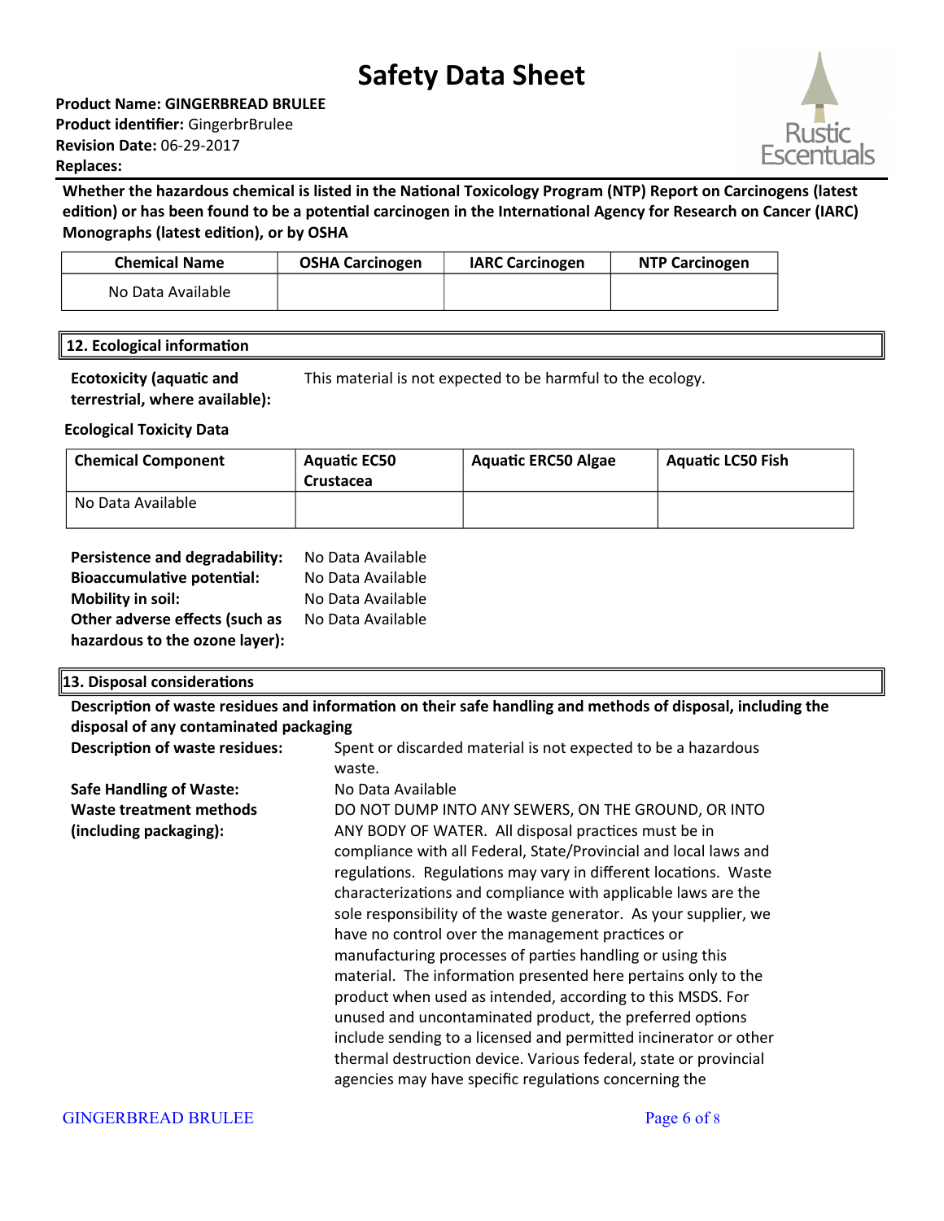Whether the hazardous chemical is listed in the National Toxicology Program (NTP) Report on Carcinogens (latest edition) or has been found to be a potential carcinogen in the International Agency for Research on Cancer (IARC) Monographs (latest edition), or by OSHA

| Chemical Name | OSHA Carcinogen | IARC Carcinogen | NTP Carcinogen |
|---|---|---|---|
| No Data Available | | | |

## 12. Ecological information

**Ecotoxicity (aquatic and terrestrial, where available):** This material is not expected to be harmful to the ecology.

**Ecological Toxicity Data**

| Chemical Component | Aquatic EC50 Crustacea | Aquatic ERC50 Algae | Aquatic LC50 Fish |
|---|---|---|---|
| No Data Available | | | |

**Persistence and degradability:** No Data Available
**Bioaccumulative potential:** No Data Available
**Mobility in soil:** No Data Available
**Other adverse effects (such as hazardous to the ozone layer):** No Data Available

## 13. Disposal considerations

**Description of waste residues and information on their safe handling and methods of disposal, including the disposal of any contaminated packaging**

**Description of waste residues:** Spent or discarded material is not expected to be a hazardous waste.

**Safe Handling of Waste:** No Data Available

**Waste treatment methods (including packaging):** DO NOT DUMP INTO ANY SEWERS, ON THE GROUND, OR INTO ANY BODY OF WATER. All disposal practices must be in compliance with all Federal, State/Provincial and local laws and regulations. Regulations may vary in different locations. Waste characterizations and compliance with applicable laws are the sole responsibility of the waste generator. As your supplier, we have no control over the management practices or manufacturing processes of parties handling or using this material. The information presented here pertains only to the product when used as intended, according to this MSDS. For unused and uncontaminated product, the preferred options include sending to a licensed and permitted incinerator or other thermal destruction device. Various federal, state or provincial agencies may have specific regulations concerning the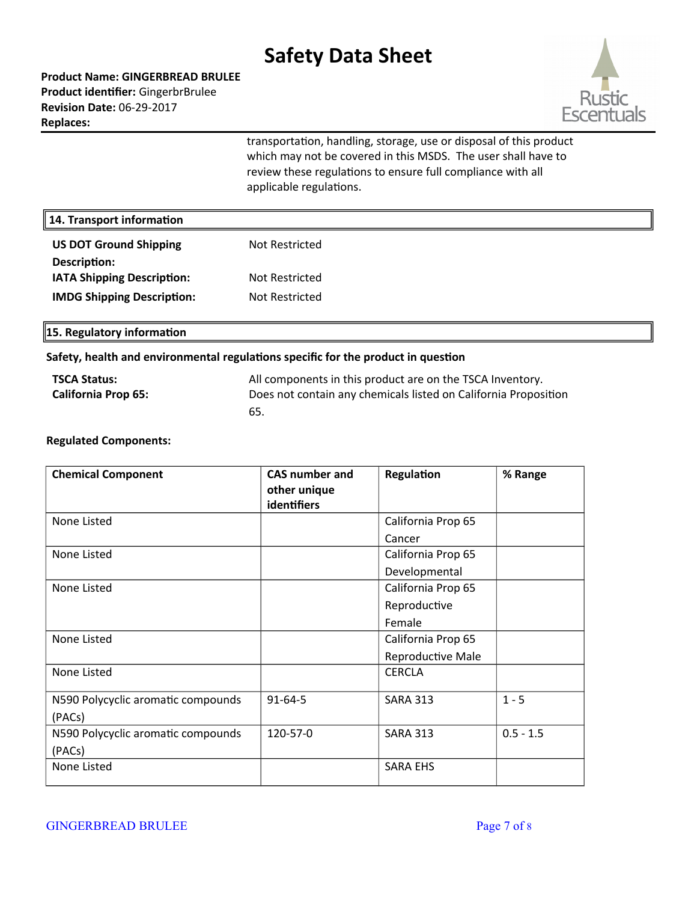transportation, handling, storage, use or disposal of this product which may not be covered in this MSDS. The user shall have to review these regulations to ensure full compliance with all applicable regulations.

## 14. Transport information

| | |
|---|---|
| **US DOT Ground Shipping Description:** | Not Restricted |
| **IATA Shipping Description:** | Not Restricted |
| **IMDG Shipping Description:** | Not Restricted |

## 15. Regulatory information

**Safety, health and environmental regulations specific for the product in question**

| | |
|---|---|
| **TSCA Status:** | All components in this product are on the TSCA Inventory. |
| **California Prop 65:** | Does not contain any chemicals listed on California Proposition 65. |

**Regulated Components:**

| Chemical Component | CAS number and other unique identifiers | Regulation | % Range |
|---|---|---|---|
| None Listed | | California Prop 65 Cancer | |
| None Listed | | California Prop 65 Developmental | |
| None Listed | | California Prop 65 Reproductive Female | |
| None Listed | | California Prop 65 Reproductive Male | |
| None Listed | | CERCLA | |
| N590 Polycyclic aromatic compounds (PACs) | 91-64-5 | SARA 313 | 1 - 5 |
| N590 Polycyclic aromatic compounds (PACs) | 120-57-0 | SARA 313 | 0.5 - 1.5 |
| None Listed | | SARA EHS | |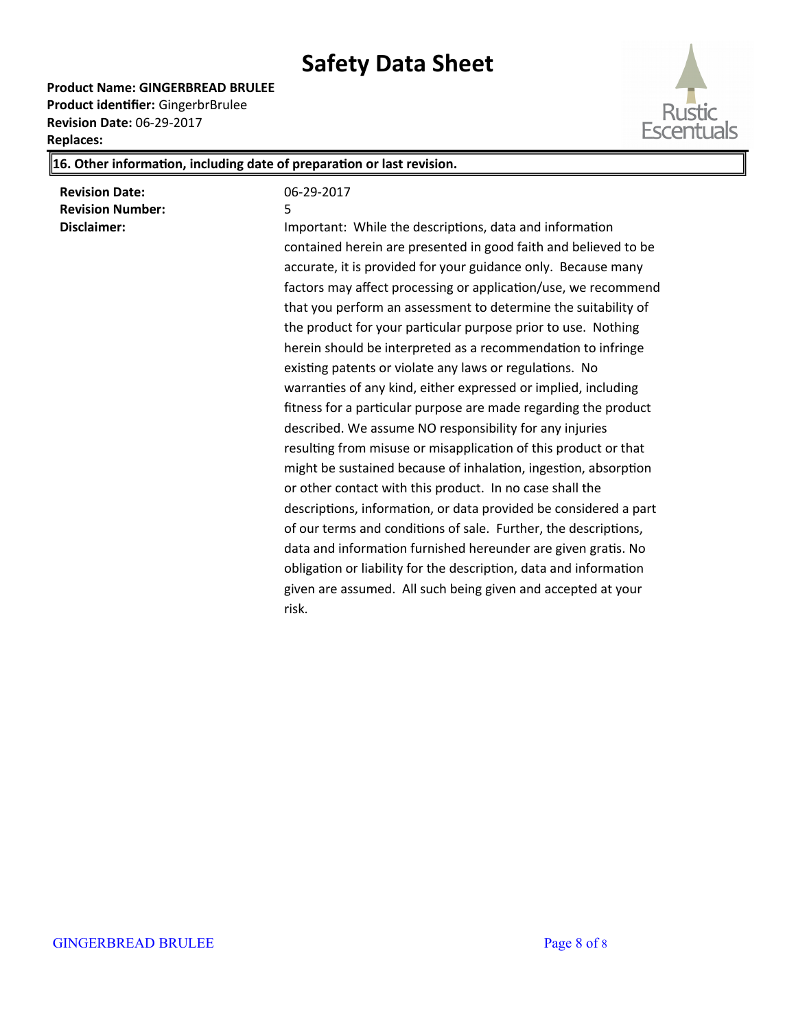# Safety Data Sheet

**Product Name: GINGERBREAD BRULEE**
**Product identifier:** GingerbrBrulee
**Revision Date:** 06-29-2017
**Replaces:**

## 16. Other information, including date of preparation or last revision.

**Revision Date:** 06-29-2017

**Revision Number:** 5

**Disclaimer:** Important: While the descriptions, data and information contained herein are presented in good faith and believed to be accurate, it is provided for your guidance only. Because many factors may affect processing or application/use, we recommend that you perform an assessment to determine the suitability of the product for your particular purpose prior to use. Nothing herein should be interpreted as a recommendation to infringe existing patents or violate any laws or regulations. No warranties of any kind, either expressed or implied, including fitness for a particular purpose are made regarding the product described. We assume NO responsibility for any injuries resulting from misuse or misapplication of this product or that might be sustained because of inhalation, ingestion, absorption or other contact with this product. In no case shall the descriptions, information, or data provided be considered a part of our terms and conditions of sale. Further, the descriptions, data and information furnished hereunder are given gratis. No obligation or liability for the description, data and information given are assumed. All such being given and accepted at your risk.